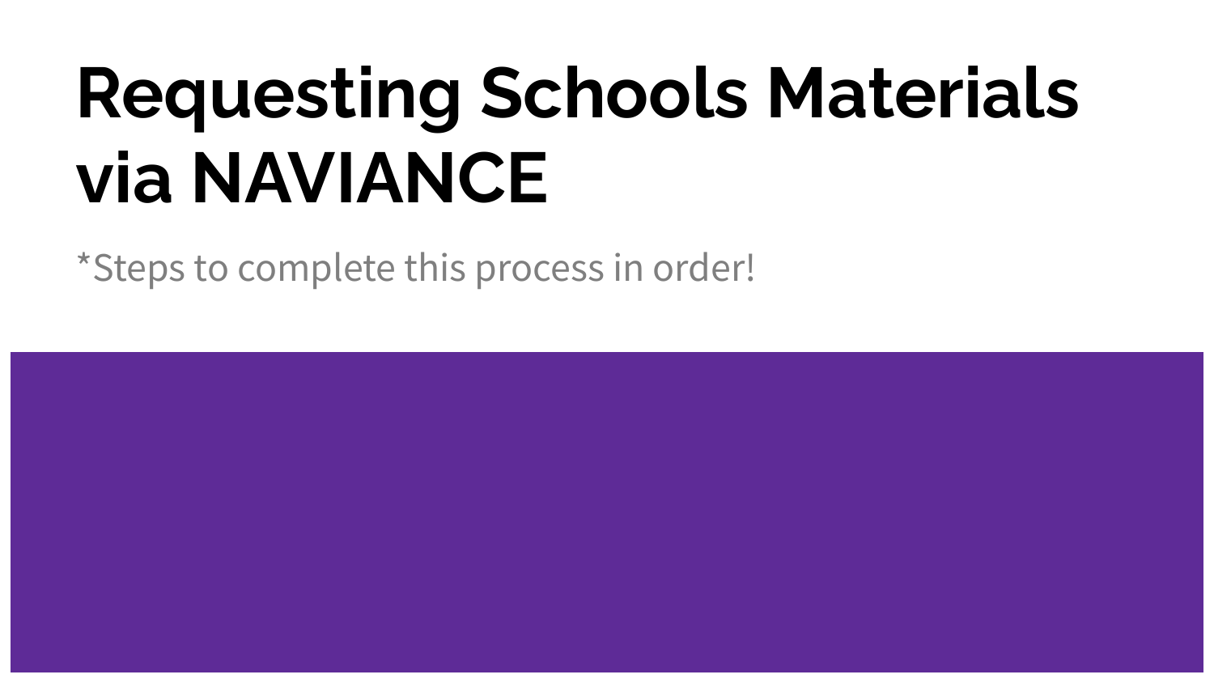# Requesting Schools Materials via NAVIANCE

*Steps to complete this process in order!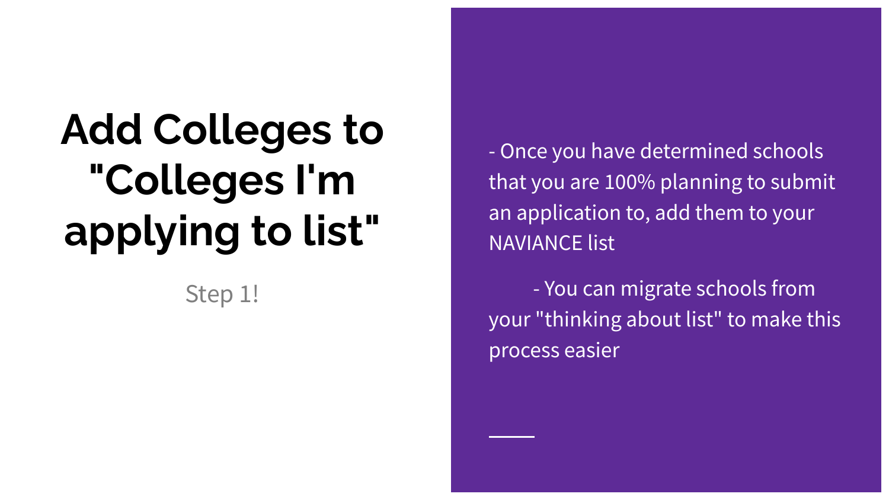# Add Colleges to "Colleges I'm applying to list"

Step 1!

- Once you have determined schools that you are 100% planning to submit an application to, add them to your NAVIANCE list
    - You can migrate schools from your "thinking about list" to make this process easier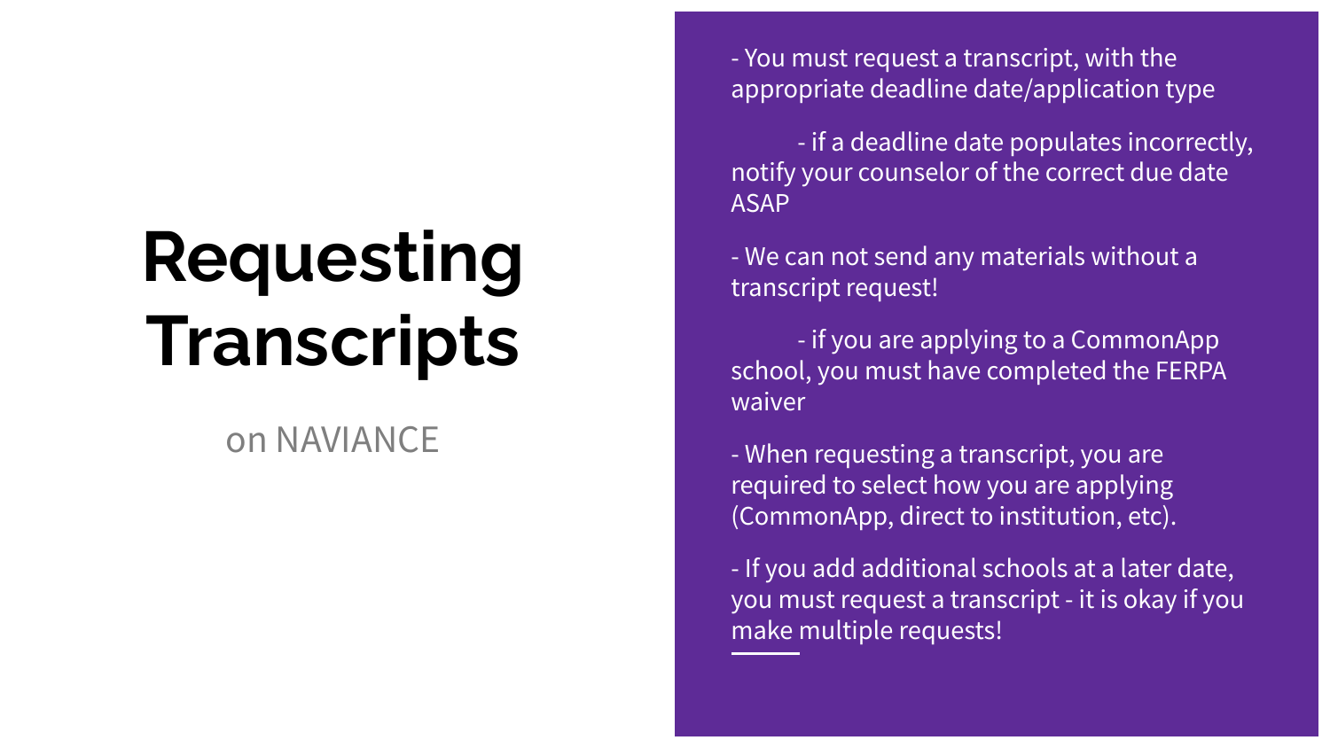# Requesting Transcripts

on NAVIANCE

- You must request a transcript, with the appropriate deadline date/application type
    - if a deadline date populates incorrectly, notify your counselor of the correct due date ASAP
- We can not send any materials without a transcript request!
    - if you are applying to a CommonApp school, you must have completed the FERPA waiver
- When requesting a transcript, you are required to select how you are applying (CommonApp, direct to institution, etc).
- If you add additional schools at a later date, you must request a transcript - it is okay if you make multiple requests!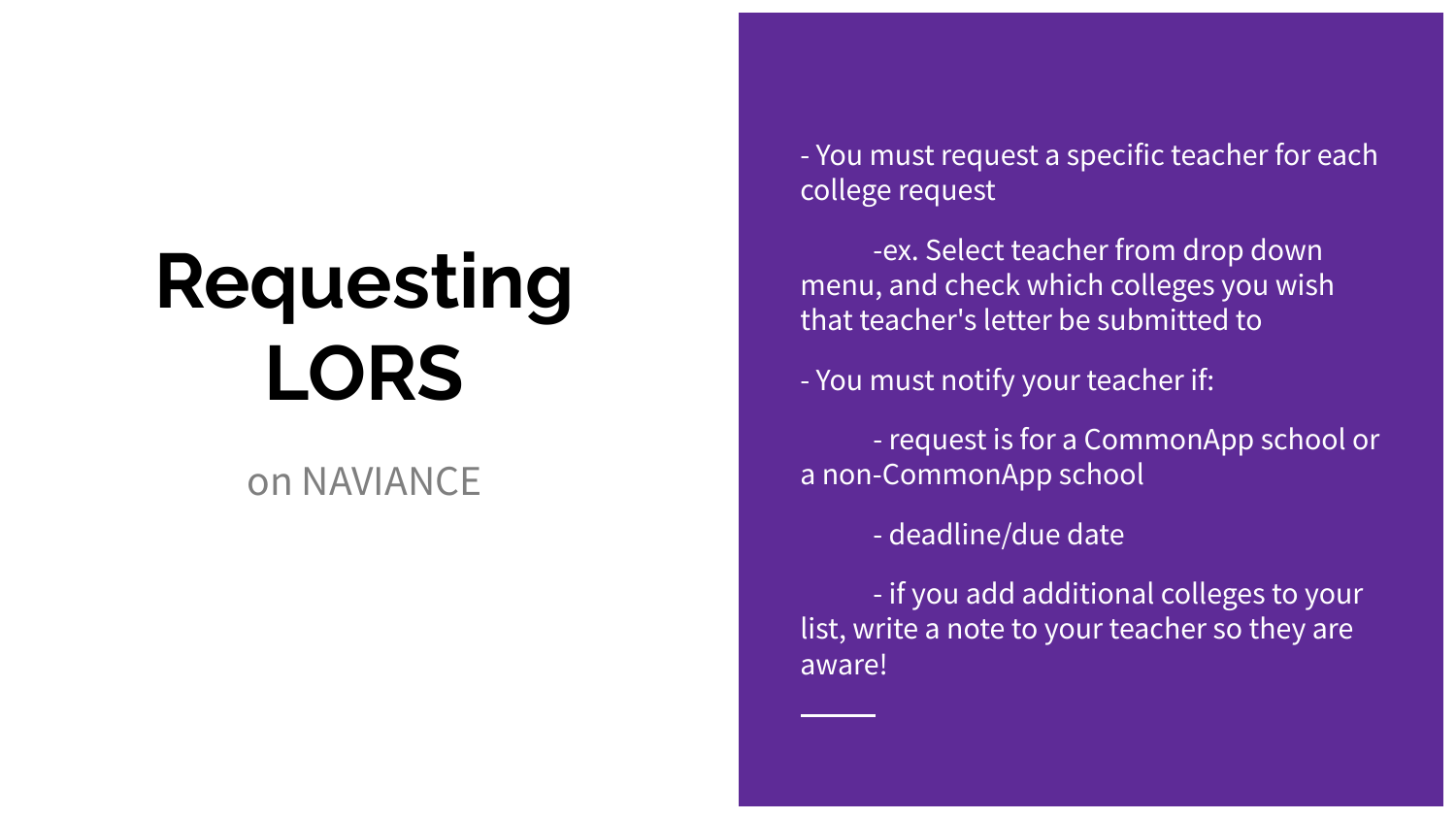# Requesting LORS

on NAVIANCE

- You must request a specific teacher for each college request
  - ex. Select teacher from drop down menu, and check which colleges you wish that teacher's letter be submitted to
- You must notify your teacher if:
  - request is for a CommonApp school or a non-CommonApp school
  - deadline/due date
  - if you add additional colleges to your list, write a note to your teacher so they are aware!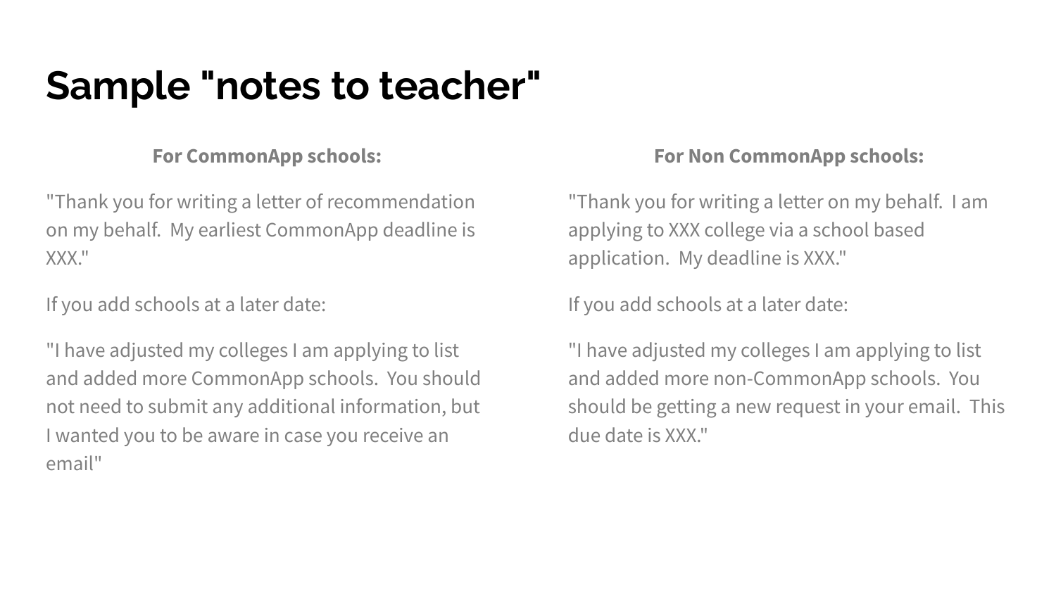# Sample "notes to teacher"

**For CommonApp schools:**

"Thank you for writing a letter of recommendation on my behalf.  My earliest CommonApp deadline is XXX."

If you add schools at a later date:

"I have adjusted my colleges I am applying to list and added more CommonApp schools.  You should not need to submit any additional information, but I wanted you to be aware in case you receive an email"

**For Non CommonApp schools:**

"Thank you for writing a letter on my behalf.  I am applying to XXX college via a school based application.  My deadline is XXX."

If you add schools at a later date:

"I have adjusted my colleges I am applying to list and added more non-CommonApp schools.  You should be getting a new request in your email.  This due date is XXX."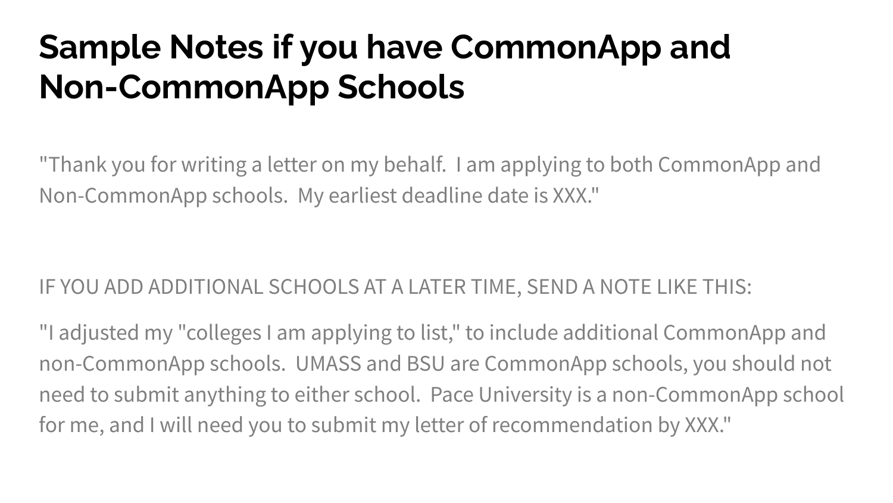# Sample Notes if you have CommonApp and Non-CommonApp Schools

"Thank you for writing a letter on my behalf.  I am applying to both CommonApp and Non-CommonApp schools.  My earliest deadline date is XXX."

IF YOU ADD ADDITIONAL SCHOOLS AT A LATER TIME, SEND A NOTE LIKE THIS:

"I adjusted my "colleges I am applying to list," to include additional CommonApp and non-CommonApp schools.  UMASS and BSU are CommonApp schools, you should not need to submit anything to either school.  Pace University is a non-CommonApp school for me, and I will need you to submit my letter of recommendation by XXX."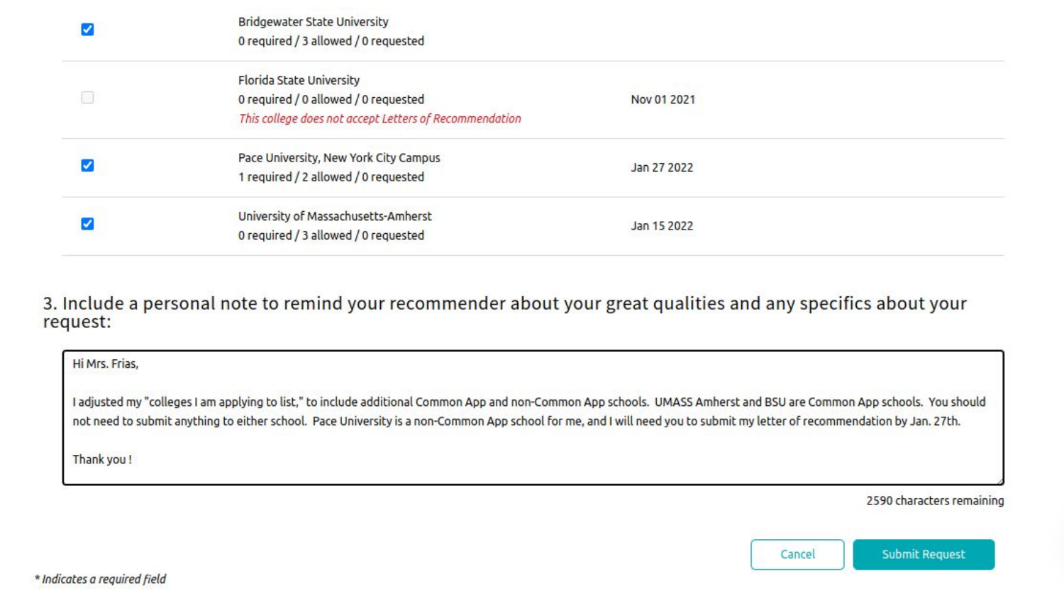| | | |
|---|---|---|
| ☑ | Bridgewater State University<br>0 required / 3 allowed / 0 requested | |
| ☐ | Florida State University<br>0 required / 0 allowed / 0 requested<br>*This college does not accept Letters of Recommendation* | Nov 01 2021 |
| ☑ | Pace University, New York City Campus<br>1 required / 2 allowed / 0 requested | Jan 27 2022 |
| ☑ | University of Massachusetts-Amherst<br>0 required / 3 allowed / 0 requested | Jan 15 2022 |

### 3. Include a personal note to remind your recommender about your great qualities and any specifics about your request:

Hi Mrs. Frias,

I adjusted my "colleges I am applying to list," to include additional Common App and non-Common App schools. UMASS Amherst and BSU are Common App schools. You should not need to submit anything to either school. Pace University is a non-Common App school for me, and I will need you to submit my letter of recommendation by Jan. 27th.

Thank you !

2590 characters remaining

Cancel | Submit Request

*\* Indicates a required field*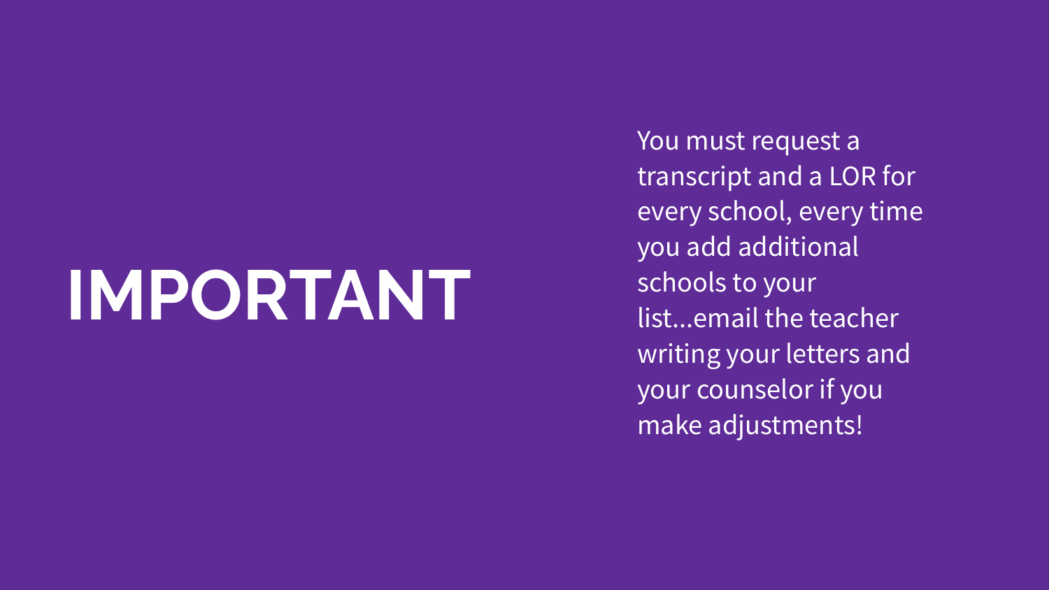# IMPORTANT

You must request a transcript and a LOR for every school, every time you add additional schools to your list...email the teacher writing your letters and your counselor if you make adjustments!